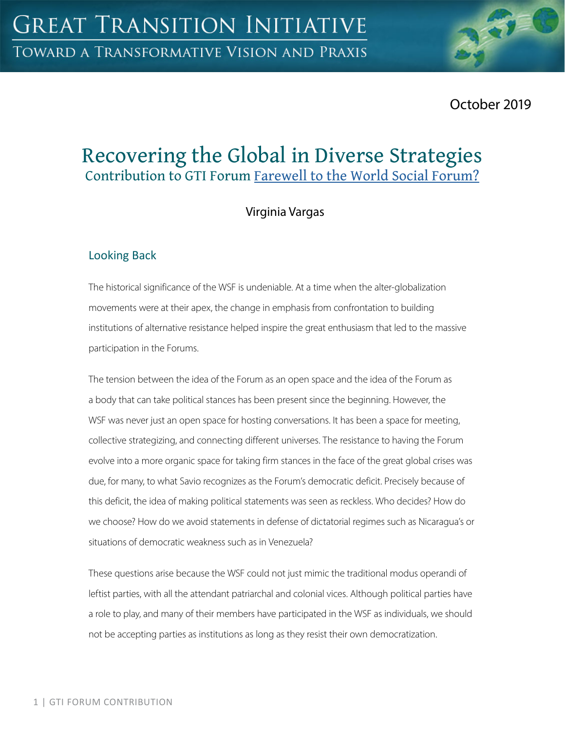# Recovering the Global in Diverse Strategies

## Contribution to GTI Forum Farewell to the World Social Forum?

October 2019

Virginia Vargas

### Looking Back

The historical significance of the WSF is undeniable. At a time when the alter-globalization movements were at their apex, the change in emphasis from confrontation to building institutions of alternative resistance helped inspire the great enthusiasm that led to the massive participation in the Forums.

The tension between the idea of the Forum as an open space and the idea of the Forum as a body that can take political stances has been present since the beginning. However, the WSF was never just an open space for hosting conversations. It has been a space for meeting, collective strategizing, and connecting different universes. The resistance to having the Forum evolve into a more organic space for taking firm stances in the face of the great global crises was due, for many, to what Savio recognizes as the Forum's democratic deficit. Precisely because of this deficit, the idea of making political statements was seen as reckless. Who decides? How do we choose? How do we avoid statements in defense of dictatorial regimes such as Nicaragua's or situations of democratic weakness such as in Venezuela?

These questions arise because the WSF could not just mimic the traditional modus operandi of leftist parties, with all the attendant patriarchal and colonial vices. Although political parties have a role to play, and many of their members have participated in the WSF as individuals, we should not be accepting parties as institutions as long as they resist their own democratization.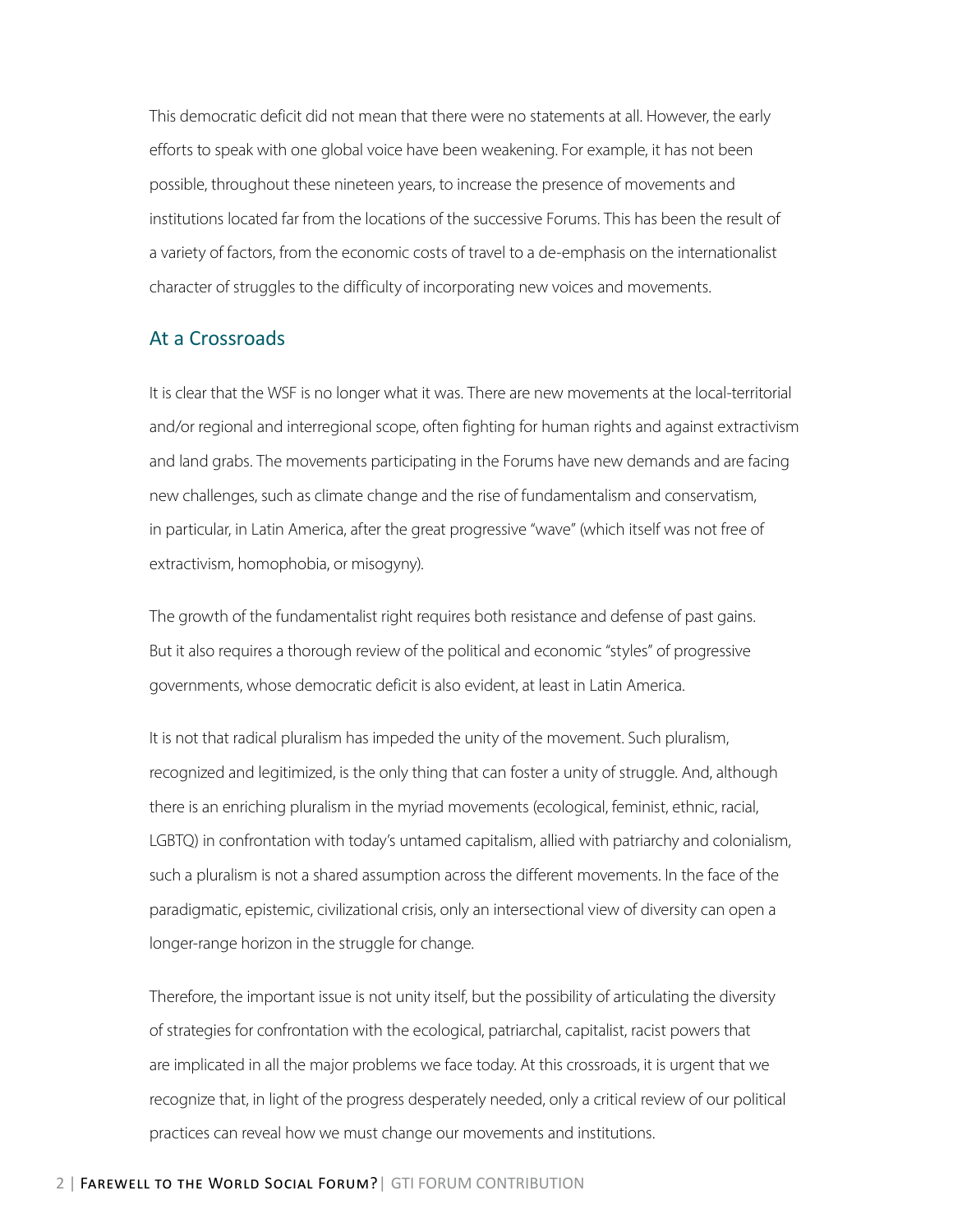This democratic deficit did not mean that there were no statements at all. However, the early efforts to speak with one global voice have been weakening. For example, it has not been possible, throughout these nineteen years, to increase the presence of movements and institutions located far from the locations of the successive Forums. This has been the result of a variety of factors, from the economic costs of travel to a de-emphasis on the internationalist character of struggles to the difficulty of incorporating new voices and movements.

## At a Crossroads

It is clear that the WSF is no longer what it was. There are new movements at the local-territorial and/or regional and interregional scope, often fighting for human rights and against extractivism and land grabs. The movements participating in the Forums have new demands and are facing new challenges, such as climate change and the rise of fundamentalism and conservatism, in particular, in Latin America, after the great progressive "wave" (which itself was not free of extractivism, homophobia, or misogyny).

The growth of the fundamentalist right requires both resistance and defense of past gains. But it also requires a thorough review of the political and economic "styles" of progressive governments, whose democratic deficit is also evident, at least in Latin America.

It is not that radical pluralism has impeded the unity of the movement. Such pluralism, recognized and legitimized, is the only thing that can foster a unity of struggle. And, although there is an enriching pluralism in the myriad movements (ecological, feminist, ethnic, racial, LGBTQ) in confrontation with today's untamed capitalism, allied with patriarchy and colonialism, such a pluralism is not a shared assumption across the different movements. In the face of the paradigmatic, epistemic, civilizational crisis, only an intersectional view of diversity can open a longer-range horizon in the struggle for change.

Therefore, the important issue is not unity itself, but the possibility of articulating the diversity of strategies for confrontation with the ecological, patriarchal, capitalist, racist powers that are implicated in all the major problems we face today. At this crossroads, it is urgent that we recognize that, in light of the progress desperately needed, only a critical review of our political practices can reveal how we must change our movements and institutions.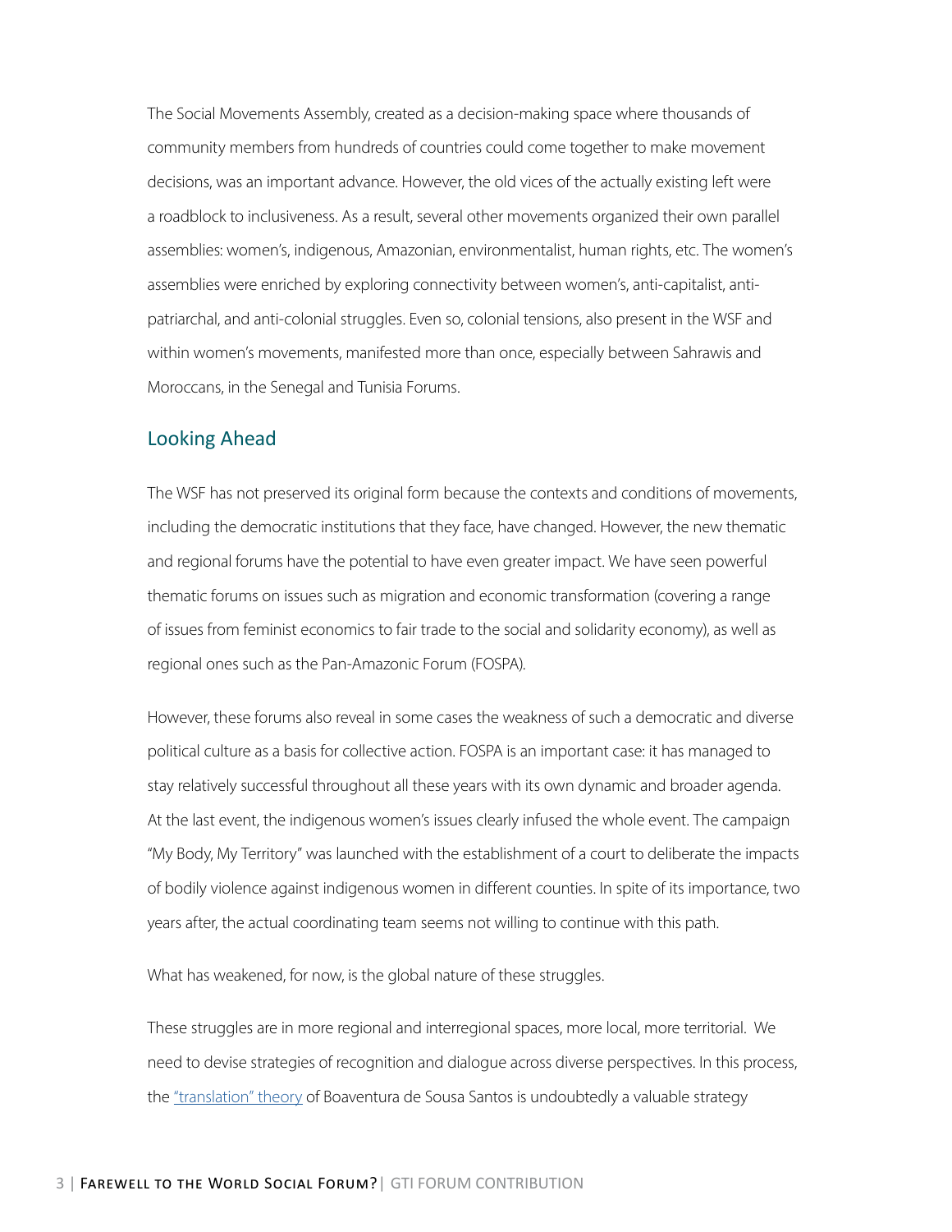The Social Movements Assembly, created as a decision-making space where thousands of community members from hundreds of countries could come together to make movement decisions, was an important advance. However, the old vices of the actually existing left were a roadblock to inclusiveness. As a result, several other movements organized their own parallel assemblies: women's, indigenous, Amazonian, environmentalist, human rights, etc. The women's assemblies were enriched by exploring connectivity between women's, anti-capitalist, anti-patriarchal, and anti-colonial struggles. Even so, colonial tensions, also present in the WSF and within women's movements, manifested more than once, especially between Sahrawis and Moroccans, in the Senegal and Tunisia Forums.

## Looking Ahead

The WSF has not preserved its original form because the contexts and conditions of movements, including the democratic institutions that they face, have changed. However, the new thematic and regional forums have the potential to have even greater impact. We have seen powerful thematic forums on issues such as migration and economic transformation (covering a range of issues from feminist economics to fair trade to the social and solidarity economy), as well as regional ones such as the Pan-Amazonic Forum (FOSPA).

However, these forums also reveal in some cases the weakness of such a democratic and diverse political culture as a basis for collective action. FOSPA is an important case: it has managed to stay relatively successful throughout all these years with its own dynamic and broader agenda. At the last event, the indigenous women's issues clearly infused the whole event. The campaign "My Body, My Territory" was launched with the establishment of a court to deliberate the impacts of bodily violence against indigenous women in different counties. In spite of its importance, two years after, the actual coordinating team seems not willing to continue with this path.

What has weakened, for now, is the global nature of these struggles.

These struggles are in more regional and interregional spaces, more local, more territorial. We need to devise strategies of recognition and dialogue across diverse perspectives. In this process, the "translation" theory of Boaventura de Sousa Santos is undoubtedly a valuable strategy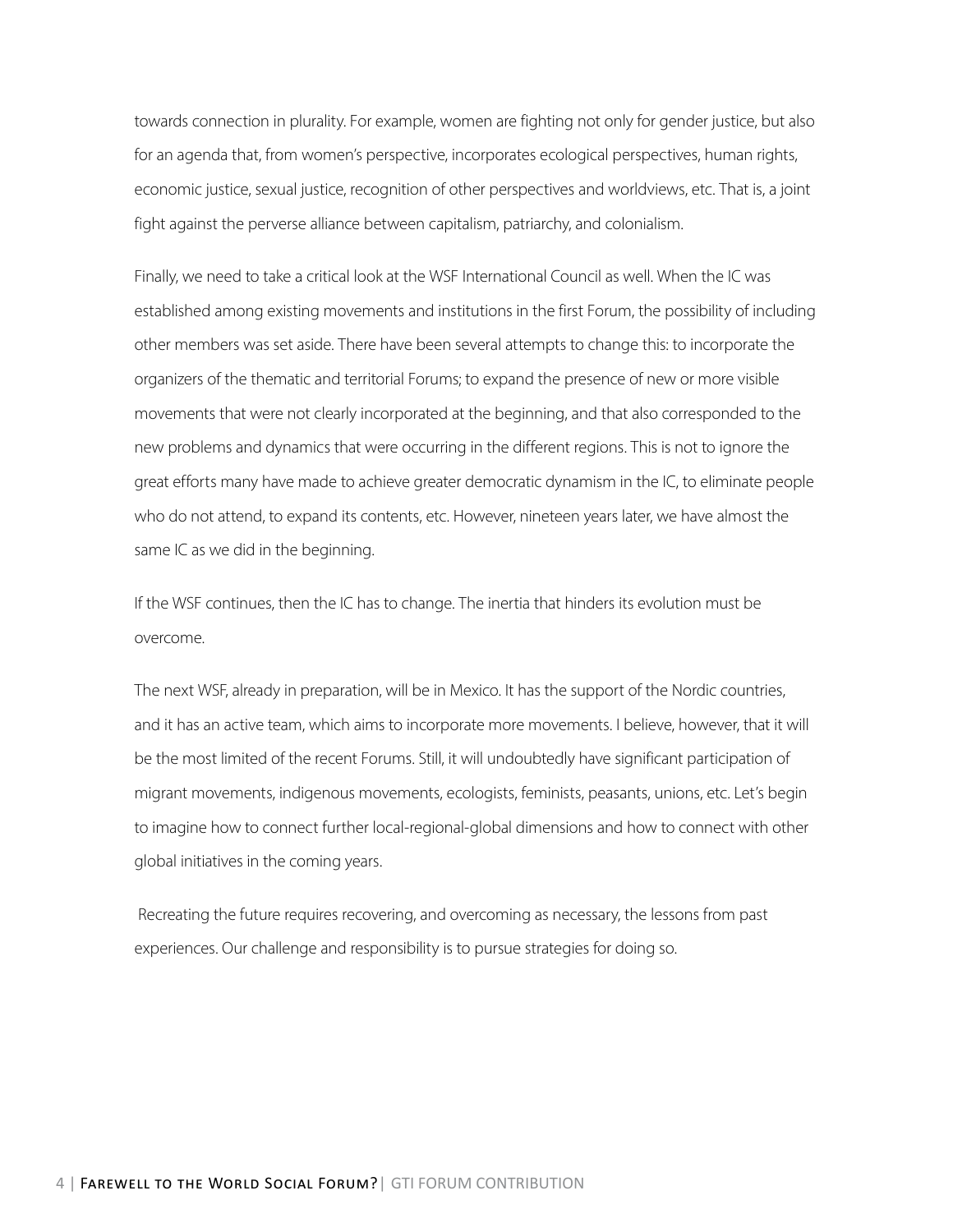towards connection in plurality. For example, women are fighting not only for gender justice, but also for an agenda that, from women's perspective, incorporates ecological perspectives, human rights, economic justice, sexual justice, recognition of other perspectives and worldviews, etc. That is, a joint fight against the perverse alliance between capitalism, patriarchy, and colonialism.

Finally, we need to take a critical look at the WSF International Council as well. When the IC was established among existing movements and institutions in the first Forum, the possibility of including other members was set aside. There have been several attempts to change this: to incorporate the organizers of the thematic and territorial Forums; to expand the presence of new or more visible movements that were not clearly incorporated at the beginning, and that also corresponded to the new problems and dynamics that were occurring in the different regions. This is not to ignore the great efforts many have made to achieve greater democratic dynamism in the IC, to eliminate people who do not attend, to expand its contents, etc. However, nineteen years later, we have almost the same IC as we did in the beginning.

If the WSF continues, then the IC has to change. The inertia that hinders its evolution must be overcome.

The next WSF, already in preparation, will be in Mexico. It has the support of the Nordic countries, and it has an active team, which aims to incorporate more movements. I believe, however, that it will be the most limited of the recent Forums. Still, it will undoubtedly have significant participation of migrant movements, indigenous movements, ecologists, feminists, peasants, unions, etc. Let's begin to imagine how to connect further local-regional-global dimensions and how to connect with other global initiatives in the coming years.

Recreating the future requires recovering, and overcoming as necessary, the lessons from past experiences. Our challenge and responsibility is to pursue strategies for doing so.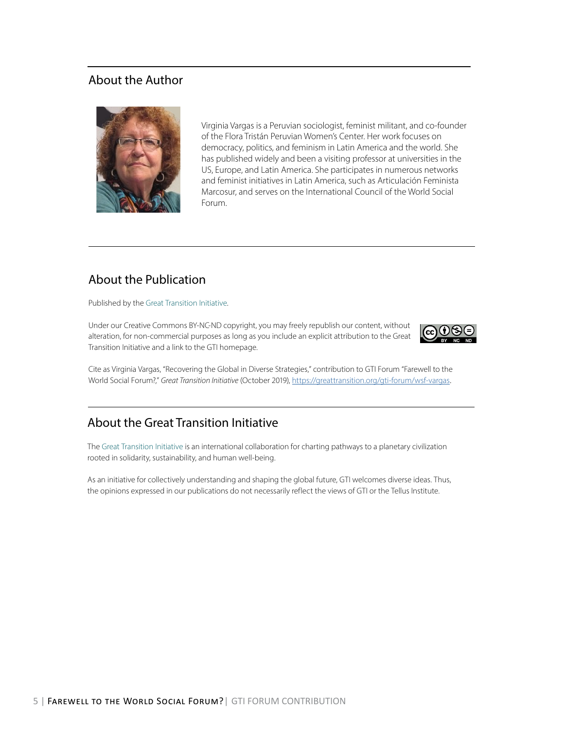## About the Author

Virginia Vargas is a Peruvian sociologist, feminist militant, and co-founder of the Flora Tristán Peruvian Women's Center. Her work focuses on democracy, politics, and feminism in Latin America and the world. She has published widely and been a visiting professor at universities in the US, Europe, and Latin America. She participates in numerous networks and feminist initiatives in Latin America, such as Articulación Feminista Marcosur, and serves on the International Council of the World Social Forum.

## About the Publication

Published by the Great Transition Initiative.

Under our Creative Commons BY-NC-ND copyright, you may freely republish our content, without alteration, for non-commercial purposes as long as you include an explicit attribution to the Great Transition Initiative and a link to the GTI homepage.

Cite as Virginia Vargas, "Recovering the Global in Diverse Strategies," contribution to GTI Forum "Farewell to the World Social Forum?," *Great Transition Initiative* (October 2019), https://greattransition.org/gti-forum/wsf-vargas.

## About the Great Transition Initiative

The Great Transition Initiative is an international collaboration for charting pathways to a planetary civilization rooted in solidarity, sustainability, and human well-being.

As an initiative for collectively understanding and shaping the global future, GTI welcomes diverse ideas. Thus, the opinions expressed in our publications do not necessarily reflect the views of GTI or the Tellus Institute.